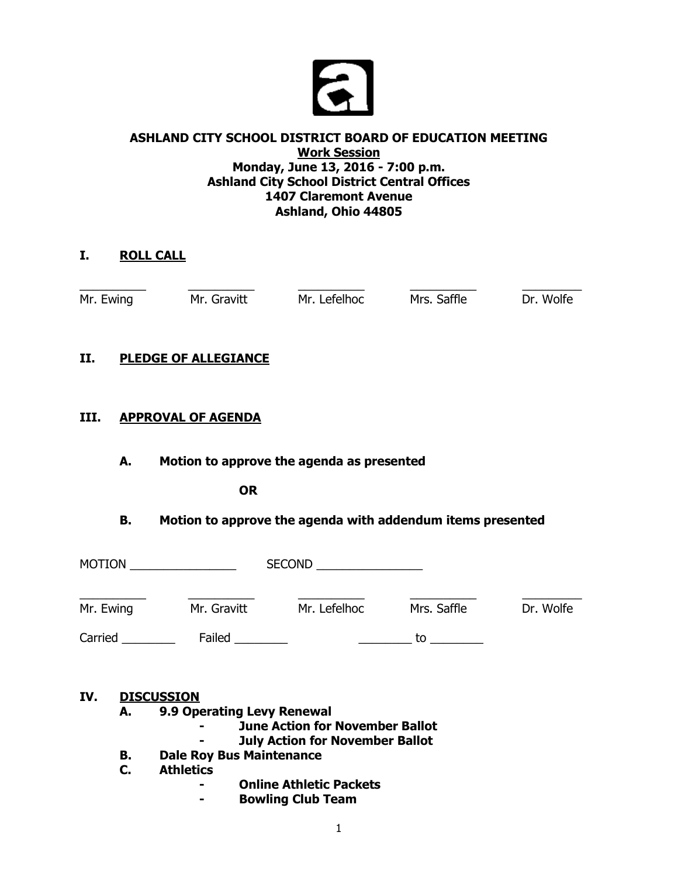**ASHLAND CITY SCHOOL DISTRICT BOARD OF EDUCATION MEETING**
**Work Session**
**Monday, June 13, 2016 - 7:00 p.m.**
**Ashland City School District Central Offices**
**1407 Claremont Avenue**
**Ashland, Ohio 44805**

## I. ROLL CALL

| \_\_\_\_\_\_\_\_\_\_ | \_\_\_\_\_\_\_\_\_\_ | \_\_\_\_\_\_\_\_\_\_ | \_\_\_\_\_\_\_\_\_\_ | \_\_\_\_\_\_\_\_\_\_ |
|---|---|---|---|---|
| Mr. Ewing | Mr. Gravitt | Mr. Lefelhoc | Mrs. Saffle | Dr. Wolfe |

## II. PLEDGE OF ALLEGIANCE

## III. APPROVAL OF AGENDA

**A. Motion to approve the agenda as presented**

**OR**

**B. Motion to approve the agenda with addendum items presented**

MOTION \_\_\_\_\_\_\_\_\_\_\_\_\_\_\_\_ SECOND \_\_\_\_\_\_\_\_\_\_\_\_\_\_\_\_

| \_\_\_\_\_\_\_\_\_\_ | \_\_\_\_\_\_\_\_\_\_ | \_\_\_\_\_\_\_\_\_\_ | \_\_\_\_\_\_\_\_\_\_ | \_\_\_\_\_\_\_\_\_\_ |
|---|---|---|---|---|
| Mr. Ewing | Mr. Gravitt | Mr. Lefelhoc | Mrs. Saffle | Dr. Wolfe |

Carried \_\_\_\_\_\_\_\_ Failed \_\_\_\_\_\_\_\_ \_\_\_\_\_\_\_\_ to \_\_\_\_\_\_\_\_

## IV. DISCUSSION

**A. 9.9 Operating Levy Renewal**
- **June Action for November Ballot**
- **July Action for November Ballot**

**B. Dale Roy Bus Maintenance**

**C. Athletics**
- **Online Athletic Packets**
- **Bowling Club Team**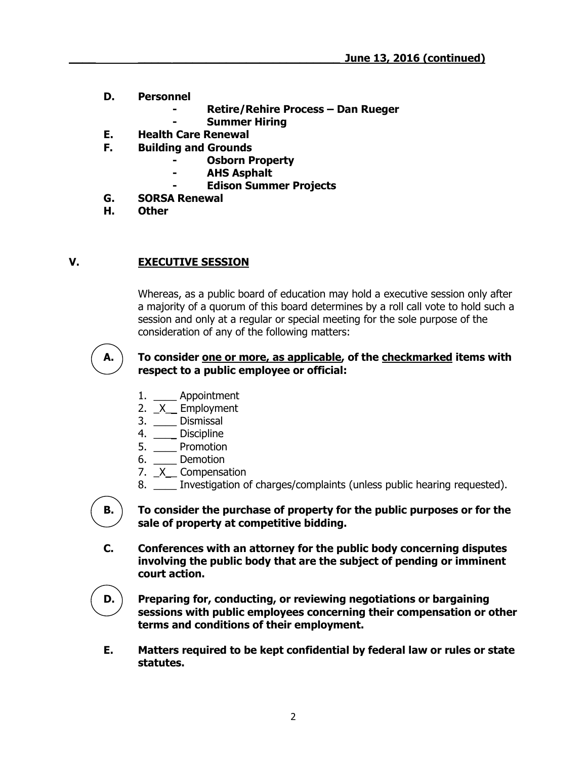**June 13, 2016 (continued)**

- **D. Personnel**
  - **Retire/Rehire Process – Dan Rueger**
  - **Summer Hiring**
- **E. Health Care Renewal**
- **F. Building and Grounds**
  - **Osborn Property**
  - **AHS Asphalt**
  - **Edison Summer Projects**
- **G. SORSA Renewal**
- **H. Other**

## V. EXECUTIVE SESSION

Whereas, as a public board of education may hold a executive session only after a majority of a quorum of this board determines by a roll call vote to hold such a session and only at a regular or special meeting for the sole purpose of the consideration of any of the following matters:

**A. To consider one or more, as applicable, of the checkmarked items with respect to a public employee or official:**

1. ____ Appointment
2. _X__ Employment
3. ____ Dismissal
4. ____ Discipline
5. ____ Promotion
6. ____ Demotion
7. _X__ Compensation
8. ____ Investigation of charges/complaints (unless public hearing requested).

**B. To consider the purchase of property for the public purposes or for the sale of property at competitive bidding.**

**C. Conferences with an attorney for the public body concerning disputes involving the public body that are the subject of pending or imminent court action.**

**D. Preparing for, conducting, or reviewing negotiations or bargaining sessions with public employees concerning their compensation or other terms and conditions of their employment.**

**E. Matters required to be kept confidential by federal law or rules or state statutes.**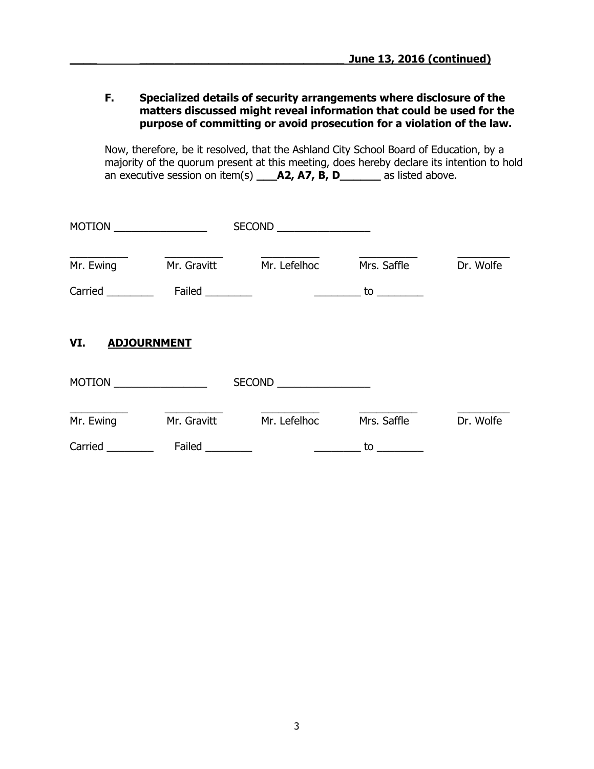**F. Specialized details of security arrangements where disclosure of the matters discussed might reveal information that could be used for the purpose of committing or avoid prosecution for a violation of the law.**

Now, therefore, be it resolved, that the Ashland City School Board of Education, by a majority of the quorum present at this meeting, does hereby declare its intention to hold an executive session on item(s) ___**A2, A7, B, D**_______ as listed above.

MOTION _________________ SECOND _________________

| | | | | |
|---|---|---|---|---|
| __________ | __________ | __________ | __________ | __________ |
| Mr. Ewing | Mr. Gravitt | Mr. Lefelhoc | Mrs. Saffle | Dr. Wolfe |

Carried ________ Failed ________ ________ to ________

## VI. <u>ADJOURNMENT</u>

MOTION _________________ SECOND _________________

| | | | | |
|---|---|---|---|---|
| __________ | __________ | __________ | __________ | __________ |
| Mr. Ewing | Mr. Gravitt | Mr. Lefelhoc | Mrs. Saffle | Dr. Wolfe |

Carried ________ Failed ________ ________ to ________